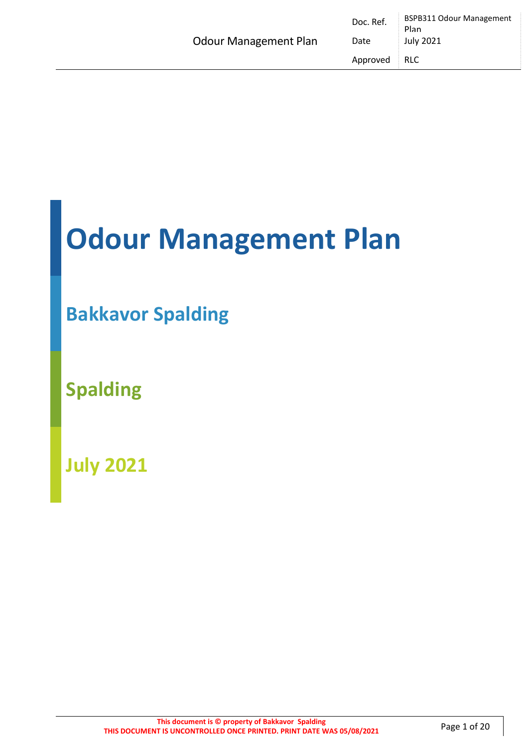# Odour Management Plan

## Bakkavor Spalding

## Spalding

## July 2021

This document is © property of Bakkavor Spalding
THIS DOCUMENT IS UNCONTROLLED ONCE PRINTED. PRINT DATE WAS 05/08/2021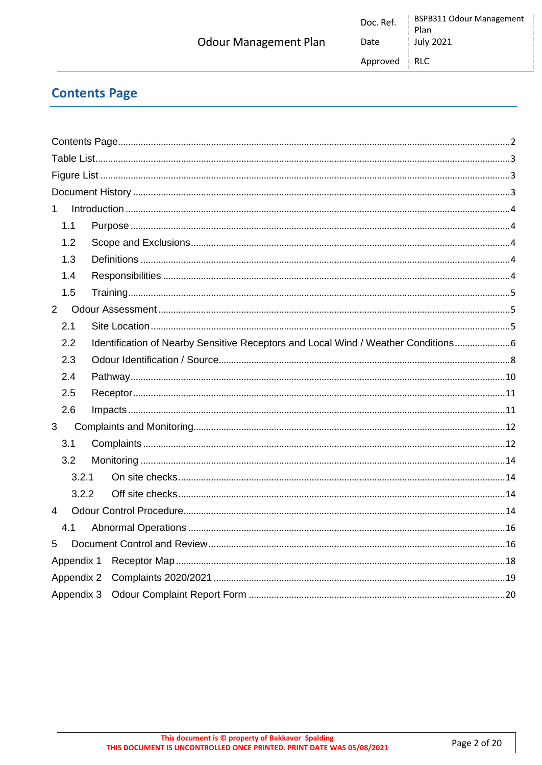# Contents Page

Contents Page........................................................................................................................2
Table List...............................................................................................................................3
Figure List .............................................................................................................................3
Document History .................................................................................................................3
1 Introduction .......................................................................................................................4
1.1 Purpose .........................................................................................................................4
1.2 Scope and Exclusions....................................................................................................4
1.3 Definitions .....................................................................................................................4
1.4 Responsibilities .............................................................................................................4
1.5 Training..........................................................................................................................5
2 Odour Assessment .............................................................................................................5
2.1 Site Location..................................................................................................................5
2.2 Identification of Nearby Sensitive Receptors and Local Wind / Weather Conditions......................6
2.3 Odour Identification / Source..........................................................................................8
2.4 Pathway........................................................................................................................10
2.5 Receptor.......................................................................................................................11
2.6 Impacts ........................................................................................................................11
3 Complaints and Monitoring...............................................................................................12
3.1 Complaints ...................................................................................................................12
3.2 Monitoring ....................................................................................................................14
3.2.1 On site checks............................................................................................................14
3.2.2 Off site checks............................................................................................................14
4 Odour Control Procedure...................................................................................................14
4.1 Abnormal Operations ....................................................................................................16
5 Document Control and Review..........................................................................................16
Appendix 1 Receptor Map.....................................................................................................18
Appendix 2 Complaints 2020/2021 .......................................................................................19
Appendix 3 Odour Complaint Report Form ...........................................................................20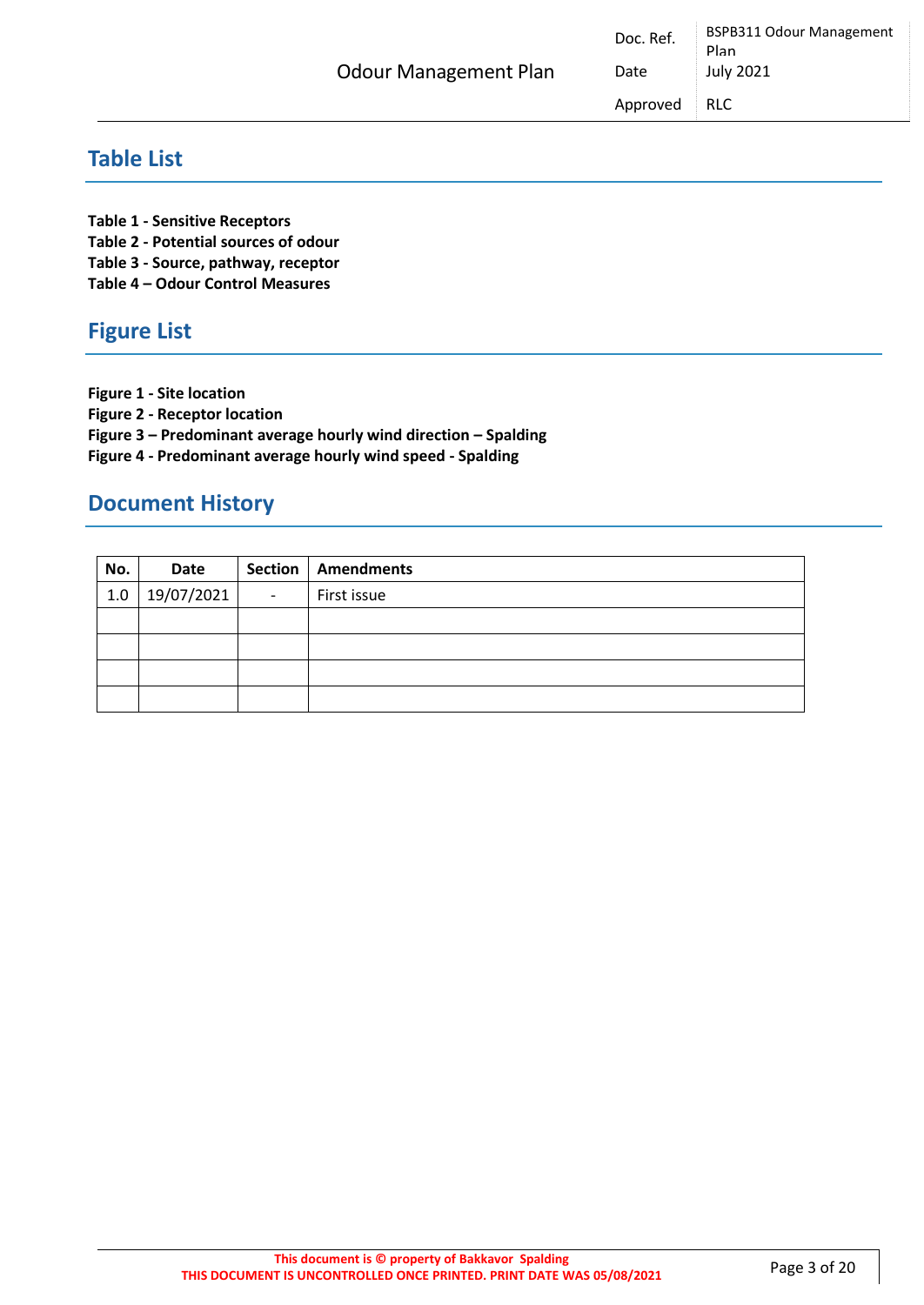## Table List

**Table 1 - Sensitive Receptors**
**Table 2 - Potential sources of odour**
**Table 3 - Source, pathway, receptor**
**Table 4 – Odour Control Measures**

## Figure List

**Figure 1 - Site location**
**Figure 2 - Receptor location**
**Figure 3 – Predominant average hourly wind direction – Spalding**
**Figure 4 - Predominant average hourly wind speed - Spalding**

## Document History

| No. | Date | Section | Amendments |
|---|---|---|---|
| 1.0 | 19/07/2021 | - | First issue |
| | | | |
| | | | |
| | | | |
| | | | |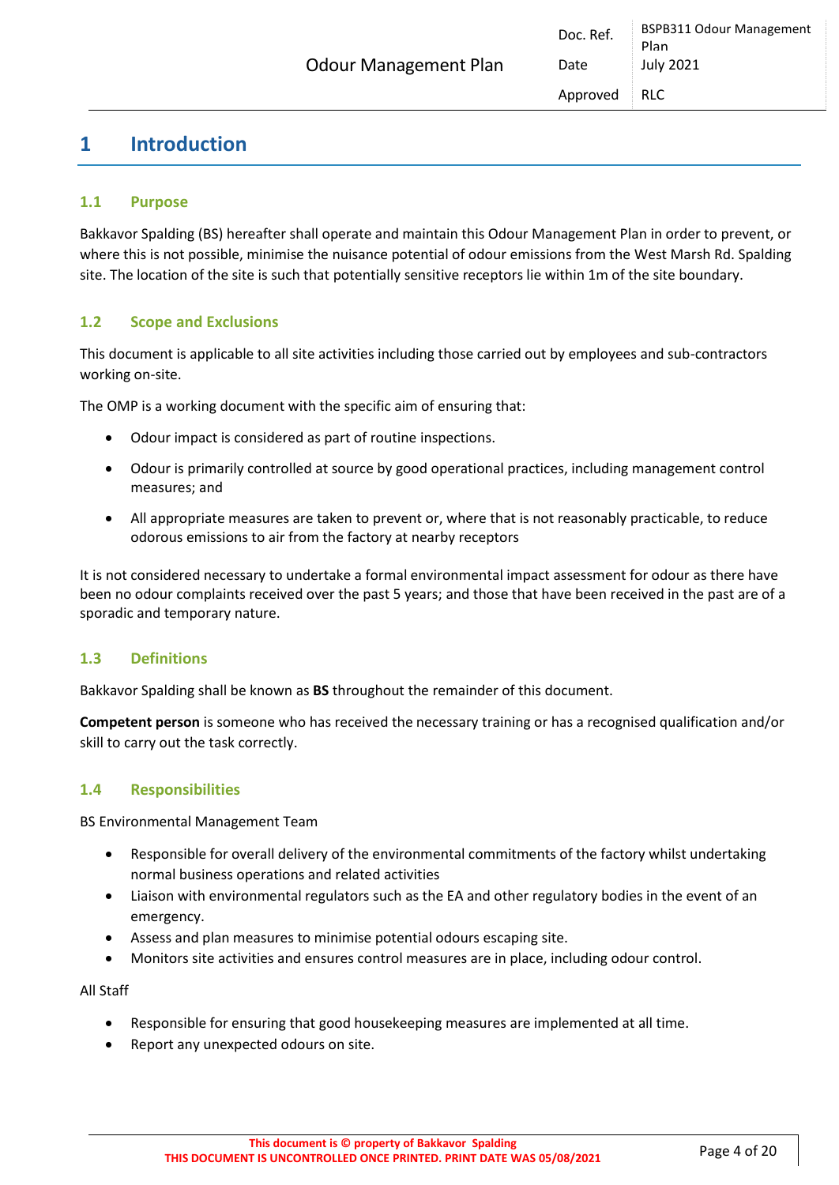# 1 Introduction

## 1.1 Purpose

Bakkavor Spalding (BS) hereafter shall operate and maintain this Odour Management Plan in order to prevent, or where this is not possible, minimise the nuisance potential of odour emissions from the West Marsh Rd. Spalding site. The location of the site is such that potentially sensitive receptors lie within 1m of the site boundary.

## 1.2 Scope and Exclusions

This document is applicable to all site activities including those carried out by employees and sub-contractors working on-site.

The OMP is a working document with the specific aim of ensuring that:

- Odour impact is considered as part of routine inspections.
- Odour is primarily controlled at source by good operational practices, including management control measures; and
- All appropriate measures are taken to prevent or, where that is not reasonably practicable, to reduce odorous emissions to air from the factory at nearby receptors

It is not considered necessary to undertake a formal environmental impact assessment for odour as there have been no odour complaints received over the past 5 years; and those that have been received in the past are of a sporadic and temporary nature.

## 1.3 Definitions

Bakkavor Spalding shall be known as **BS** throughout the remainder of this document.

**Competent person** is someone who has received the necessary training or has a recognised qualification and/or skill to carry out the task correctly.

## 1.4 Responsibilities

BS Environmental Management Team

- Responsible for overall delivery of the environmental commitments of the factory whilst undertaking normal business operations and related activities
- Liaison with environmental regulators such as the EA and other regulatory bodies in the event of an emergency.
- Assess and plan measures to minimise potential odours escaping site.
- Monitors site activities and ensures control measures are in place, including odour control.

All Staff

- Responsible for ensuring that good housekeeping measures are implemented at all time.
- Report any unexpected odours on site.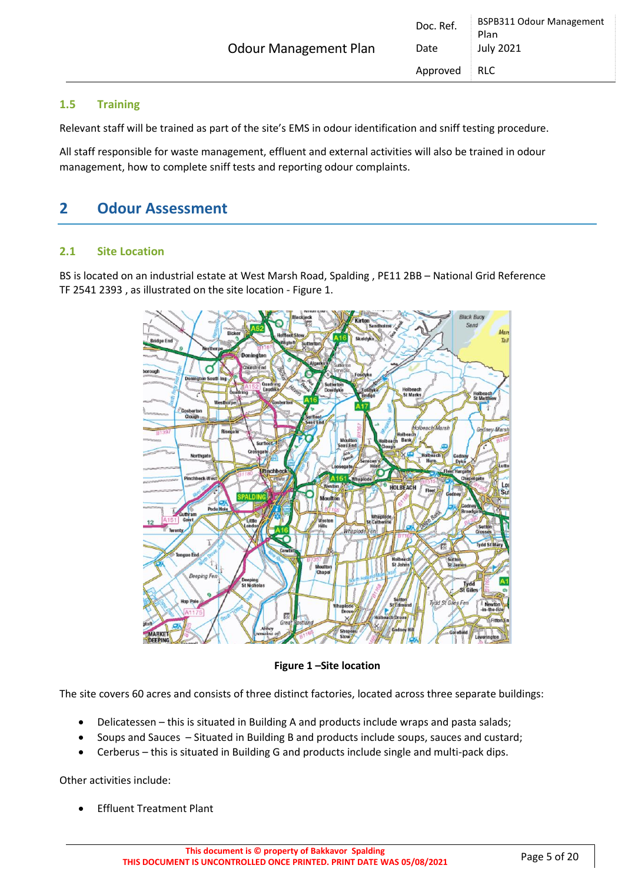### 1.5 Training

Relevant staff will be trained as part of the site's EMS in odour identification and sniff testing procedure.

All staff responsible for waste management, effluent and external activities will also be trained in odour management, how to complete sniff tests and reporting odour complaints.

## 2 Odour Assessment

### 2.1 Site Location

BS is located on an industrial estate at West Marsh Road, Spalding , PE11 2BB – National Grid Reference TF 2541 2393 , as illustrated on the site location - Figure 1.

**Figure 1 –Site location**

The site covers 60 acres and consists of three distinct factories, located across three separate buildings:

- Delicatessen – this is situated in Building A and products include wraps and pasta salads;
- Soups and Sauces – Situated in Building B and products include soups, sauces and custard;
- Cerberus – this is situated in Building G and products include single and multi-pack dips.

Other activities include:

- Effluent Treatment Plant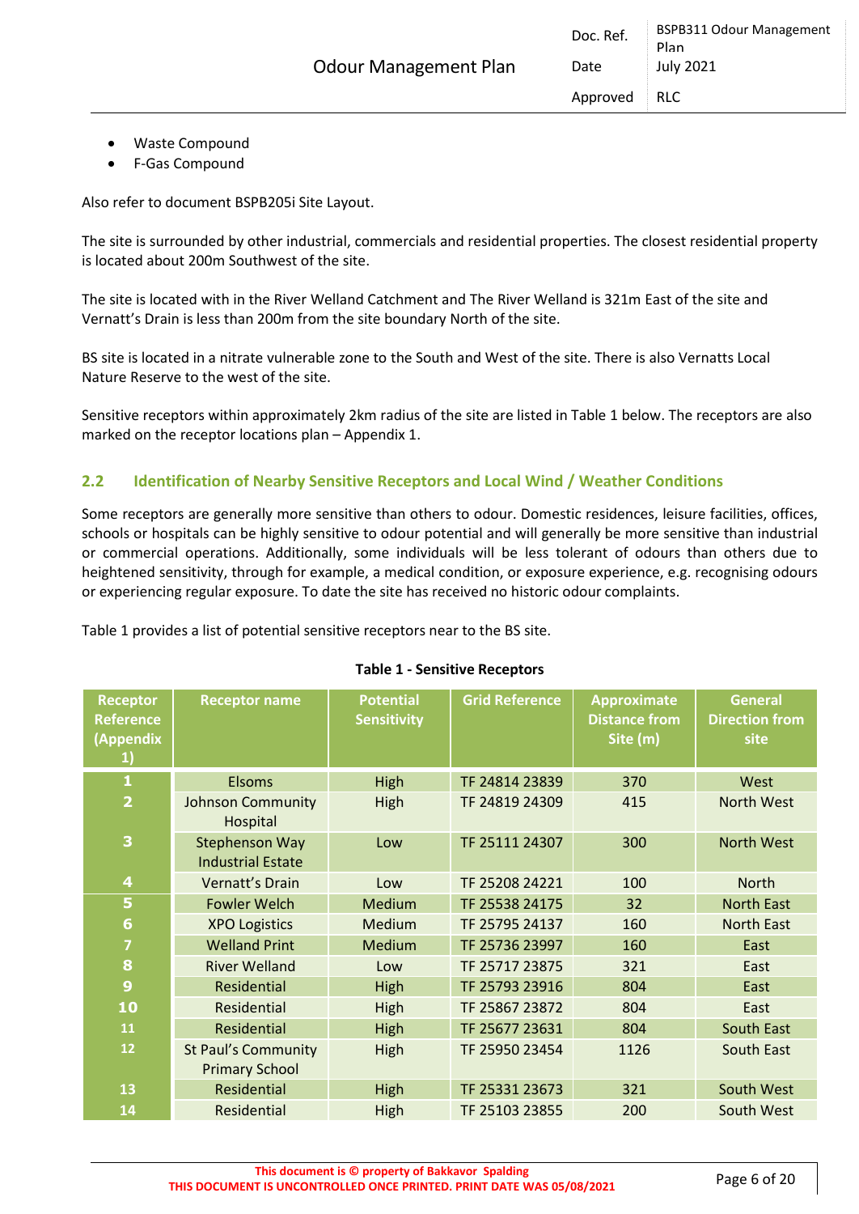- Waste Compound
- F-Gas Compound

Also refer to document BSPB205i Site Layout.

The site is surrounded by other industrial, commercials and residential properties. The closest residential property is located about 200m Southwest of the site.

The site is located with in the River Welland Catchment and The River Welland is 321m East of the site and Vernatt's Drain is less than 200m from the site boundary North of the site.

BS site is located in a nitrate vulnerable zone to the South and West of the site. There is also Vernatts Local Nature Reserve to the west of the site.

Sensitive receptors within approximately 2km radius of the site are listed in Table 1 below. The receptors are also marked on the receptor locations plan – Appendix 1.

## 2.2 Identification of Nearby Sensitive Receptors and Local Wind / Weather Conditions

Some receptors are generally more sensitive than others to odour. Domestic residences, leisure facilities, offices, schools or hospitals can be highly sensitive to odour potential and will generally be more sensitive than industrial or commercial operations. Additionally, some individuals will be less tolerant of odours than others due to heightened sensitivity, through for example, a medical condition, or exposure experience, e.g. recognising odours or experiencing regular exposure. To date the site has received no historic odour complaints.

Table 1 provides a list of potential sensitive receptors near to the BS site.

**Table 1 - Sensitive Receptors**

| Receptor Reference (Appendix 1) | Receptor name | Potential Sensitivity | Grid Reference | Approximate Distance from Site (m) | General Direction from site |
|---|---|---|---|---|---|
| 1 | Elsoms | High | TF 24814 23839 | 370 | West |
| 2 | Johnson Community Hospital | High | TF 24819 24309 | 415 | North West |
| 3 | Stephenson Way Industrial Estate | Low | TF 25111 24307 | 300 | North West |
| 4 | Vernatt's Drain | Low | TF 25208 24221 | 100 | North |
| 5 | Fowler Welch | Medium | TF 25538 24175 | 32 | North East |
| 6 | XPO Logistics | Medium | TF 25795 24137 | 160 | North East |
| 7 | Welland Print | Medium | TF 25736 23997 | 160 | East |
| 8 | River Welland | Low | TF 25717 23875 | 321 | East |
| 9 | Residential | High | TF 25793 23916 | 804 | East |
| 10 | Residential | High | TF 25867 23872 | 804 | East |
| 11 | Residential | High | TF 25677 23631 | 804 | South East |
| 12 | St Paul's Community Primary School | High | TF 25950 23454 | 1126 | South East |
| 13 | Residential | High | TF 25331 23673 | 321 | South West |
| 14 | Residential | High | TF 25103 23855 | 200 | South West |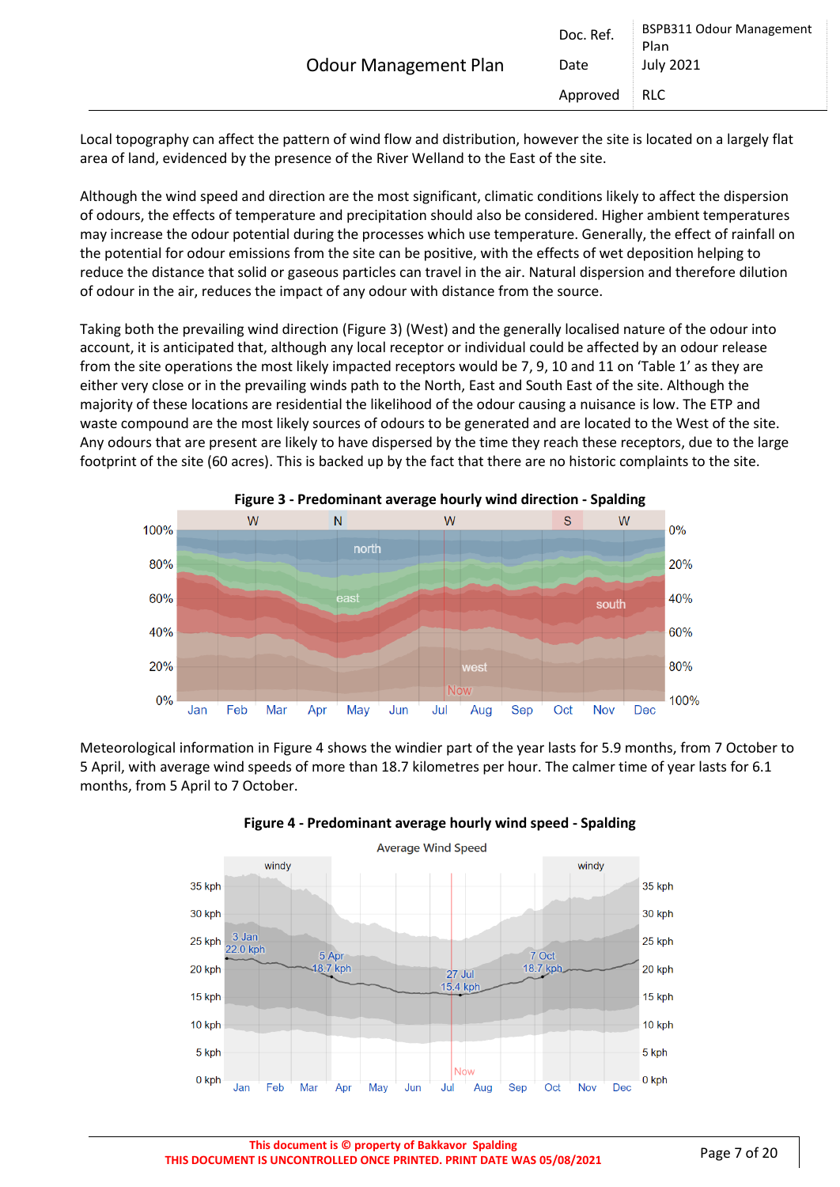Local topography can affect the pattern of wind flow and distribution, however the site is located on a largely flat area of land, evidenced by the presence of the River Welland to the East of the site.

Although the wind speed and direction are the most significant, climatic conditions likely to affect the dispersion of odours, the effects of temperature and precipitation should also be considered. Higher ambient temperatures may increase the odour potential during the processes which use temperature. Generally, the effect of rainfall on the potential for odour emissions from the site can be positive, with the effects of wet deposition helping to reduce the distance that solid or gaseous particles can travel in the air. Natural dispersion and therefore dilution of odour in the air, reduces the impact of any odour with distance from the source.

Taking both the prevailing wind direction (Figure 3) (West) and the generally localised nature of the odour into account, it is anticipated that, although any local receptor or individual could be affected by an odour release from the site operations the most likely impacted receptors would be 7, 9, 10 and 11 on 'Table 1' as they are either very close or in the prevailing winds path to the North, East and South East of the site. Although the majority of these locations are residential the likelihood of the odour causing a nuisance is low. The ETP and waste compound are the most likely sources of odours to be generated and are located to the West of the site. Any odours that are present are likely to have dispersed by the time they reach these receptors, due to the large footprint of the site (60 acres). This is backed up by the fact that there are no historic complaints to the site.

**Figure 3 - Predominant average hourly wind direction - Spalding**

Meteorological information in Figure 4 shows the windier part of the year lasts for 5.9 months, from 7 October to 5 April, with average wind speeds of more than 18.7 kilometres per hour. The calmer time of year lasts for 6.1 months, from 5 April to 7 October.

**Figure 4 - Predominant average hourly wind speed - Spalding**

This document is © property of Bakkavor Spalding
THIS DOCUMENT IS UNCONTROLLED ONCE PRINTED. PRINT DATE WAS 05/08/2021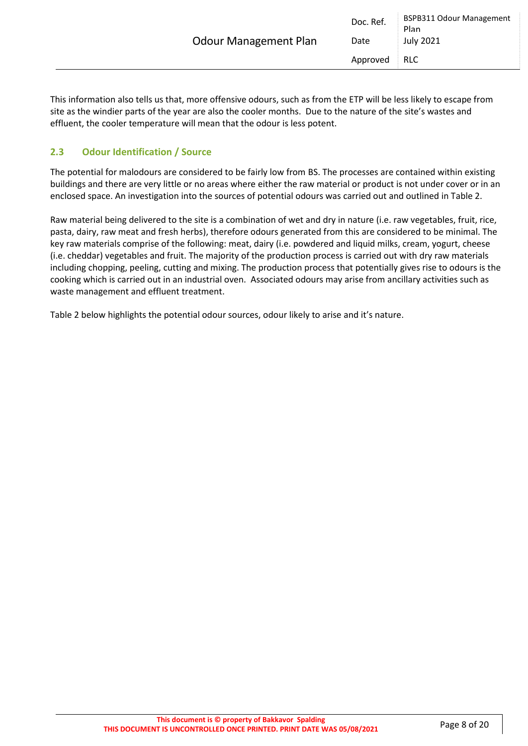This information also tells us that, more offensive odours, such as from the ETP will be less likely to escape from site as the windier parts of the year are also the cooler months. Due to the nature of the site's wastes and effluent, the cooler temperature will mean that the odour is less potent.

## 2.3 Odour Identification / Source

The potential for malodours are considered to be fairly low from BS. The processes are contained within existing buildings and there are very little or no areas where either the raw material or product is not under cover or in an enclosed space. An investigation into the sources of potential odours was carried out and outlined in Table 2.

Raw material being delivered to the site is a combination of wet and dry in nature (i.e. raw vegetables, fruit, rice, pasta, dairy, raw meat and fresh herbs), therefore odours generated from this are considered to be minimal. The key raw materials comprise of the following: meat, dairy (i.e. powdered and liquid milks, cream, yogurt, cheese (i.e. cheddar) vegetables and fruit. The majority of the production process is carried out with dry raw materials including chopping, peeling, cutting and mixing. The production process that potentially gives rise to odours is the cooking which is carried out in an industrial oven. Associated odours may arise from ancillary activities such as waste management and effluent treatment.

Table 2 below highlights the potential odour sources, odour likely to arise and it's nature.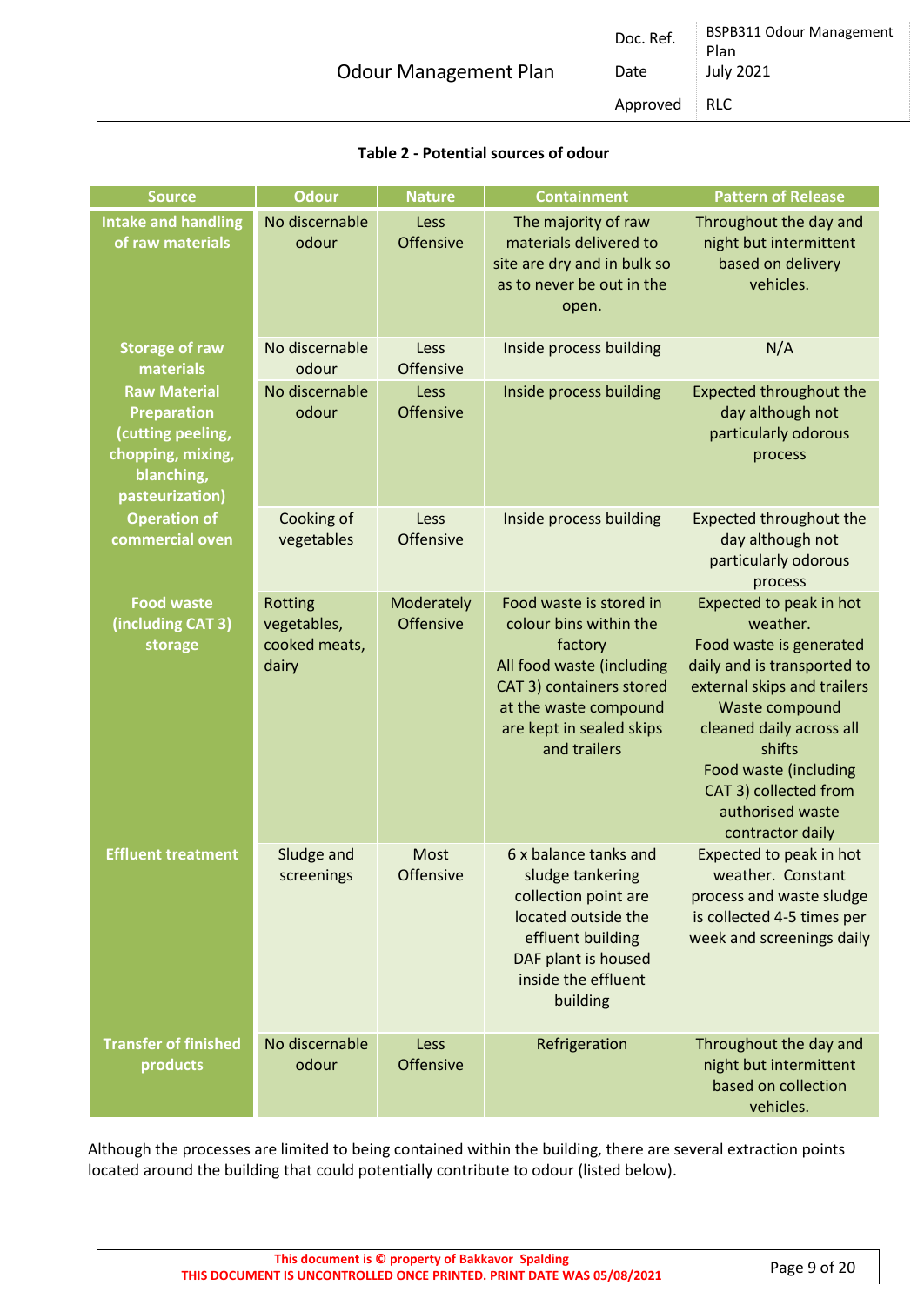**Table 2 - Potential sources of odour**

| Source | Odour | Nature | Containment | Pattern of Release |
|---|---|---|---|---|
| **Intake and handling of raw materials** | No discernable odour | Less Offensive | The majority of raw materials delivered to site are dry and in bulk so as to never be out in the open. | Throughout the day and night but intermittent based on delivery vehicles. |
| **Storage of raw materials** | No discernable odour | Less Offensive | Inside process building | N/A |
| **Raw Material Preparation (cutting peeling, chopping, mixing, blanching, pasteurization)** | No discernable odour | Less Offensive | Inside process building | Expected throughout the day although not particularly odorous process |
| **Operation of commercial oven** | Cooking of vegetables | Less Offensive | Inside process building | Expected throughout the day although not particularly odorous process |
| **Food waste (including CAT 3) storage** | Rotting vegetables, cooked meats, dairy | Moderately Offensive | Food waste is stored in colour bins within the factory<br>All food waste (including CAT 3) containers stored at the waste compound are kept in sealed skips and trailers | Expected to peak in hot weather.<br>Food waste is generated daily and is transported to external skips and trailers<br>Waste compound cleaned daily across all shifts<br>Food waste (including CAT 3) collected from authorised waste contractor daily |
| **Effluent treatment** | Sludge and screenings | Most Offensive | 6 x balance tanks and sludge tankering collection point are located outside the effluent building<br>DAF plant is housed inside the effluent building | Expected to peak in hot weather. Constant process and waste sludge is collected 4-5 times per week and screenings daily |
| **Transfer of finished products** | No discernable odour | Less Offensive | Refrigeration | Throughout the day and night but intermittent based on collection vehicles. |

Although the processes are limited to being contained within the building, there are several extraction points located around the building that could potentially contribute to odour (listed below).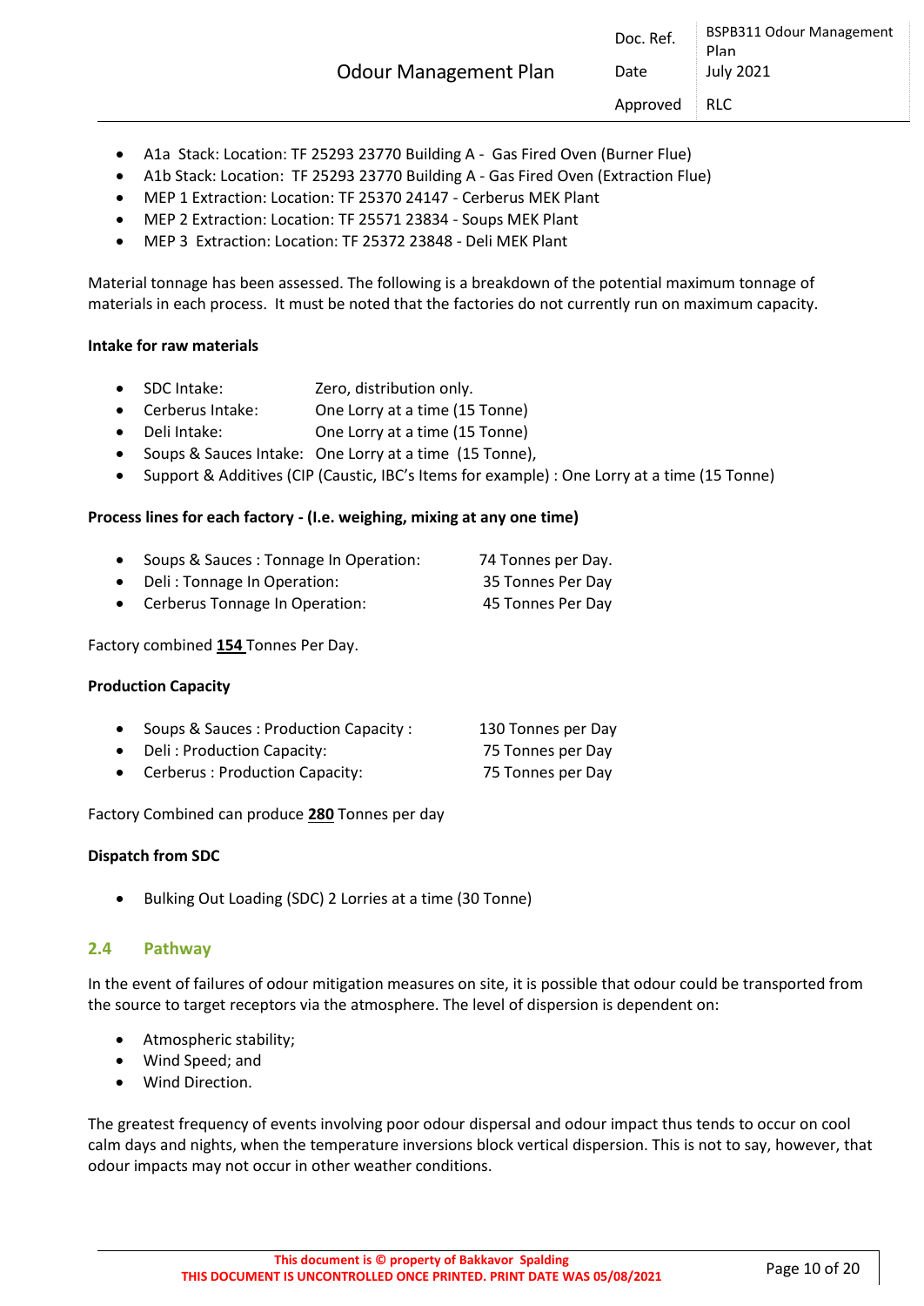- A1a  Stack: Location: TF 25293 23770 Building A -  Gas Fired Oven (Burner Flue)
- A1b Stack: Location:  TF 25293 23770 Building A - Gas Fired Oven (Extraction Flue)
- MEP 1 Extraction: Location: TF 25370 24147 - Cerberus MEK Plant
- MEP 2 Extraction: Location: TF 25571 23834 - Soups MEK Plant
- MEP 3  Extraction: Location: TF 25372 23848 - Deli MEK Plant

Material tonnage has been assessed. The following is a breakdown of the potential maximum tonnage of materials in each process.  It must be noted that the factories do not currently run on maximum capacity.

**Intake for raw materials**

- SDC Intake: Zero, distribution only.
- Cerberus Intake: One Lorry at a time (15 Tonne)
- Deli Intake: One Lorry at a time (15 Tonne)
- Soups & Sauces Intake: One Lorry at a time  (15 Tonne),
- Support & Additives (CIP (Caustic, IBC's Items for example) : One Lorry at a time (15 Tonne)

**Process lines for each factory - (I.e. weighing, mixing at any one time)**

- Soups & Sauces : Tonnage In Operation: 74 Tonnes per Day.
- Deli : Tonnage In Operation: 35 Tonnes Per Day
- Cerberus Tonnage In Operation: 45 Tonnes Per Day

Factory combined **154** Tonnes Per Day.

**Production Capacity**

- Soups & Sauces : Production Capacity : 130 Tonnes per Day
- Deli : Production Capacity: 75 Tonnes per Day
- Cerberus : Production Capacity: 75 Tonnes per Day

Factory Combined can produce **280** Tonnes per day

**Dispatch from SDC**

- Bulking Out Loading (SDC) 2 Lorries at a time (30 Tonne)

## 2.4 Pathway

In the event of failures of odour mitigation measures on site, it is possible that odour could be transported from the source to target receptors via the atmosphere. The level of dispersion is dependent on:

- Atmospheric stability;
- Wind Speed; and
- Wind Direction.

The greatest frequency of events involving poor odour dispersal and odour impact thus tends to occur on cool calm days and nights, when the temperature inversions block vertical dispersion. This is not to say, however, that odour impacts may not occur in other weather conditions.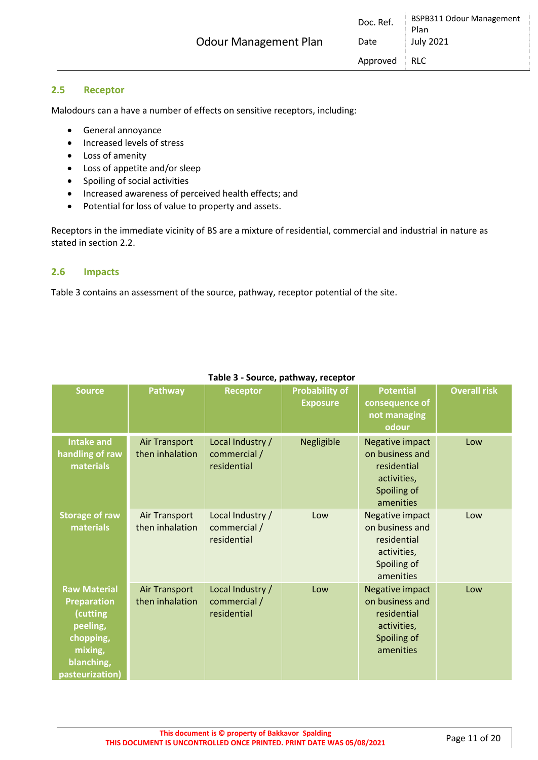## 2.5 Receptor

Malodours can a have a number of effects on sensitive receptors, including:

- General annoyance
- Increased levels of stress
- Loss of amenity
- Loss of appetite and/or sleep
- Spoiling of social activities
- Increased awareness of perceived health effects; and
- Potential for loss of value to property and assets.

Receptors in the immediate vicinity of BS are a mixture of residential, commercial and industrial in nature as stated in section 2.2.

## 2.6 Impacts

Table 3 contains an assessment of the source, pathway, receptor potential of the site.

**Table 3 - Source, pathway, receptor**

| Source | Pathway | Receptor | Probability of Exposure | Potential consequence of not managing odour | Overall risk |
|---|---|---|---|---|---|
| **Intake and handling of raw materials** | Air Transport then inhalation | Local Industry / commercial / residential | Negligible | Negative impact on business and residential activities, Spoiling of amenities | Low |
| **Storage of raw materials** | Air Transport then inhalation | Local Industry / commercial / residential | Low | Negative impact on business and residential activities, Spoiling of amenities | Low |
| **Raw Material Preparation (cutting peeling, chopping, mixing, blanching, pasteurization)** | Air Transport then inhalation | Local Industry / commercial / residential | Low | Negative impact on business and residential activities, Spoiling of amenities | Low |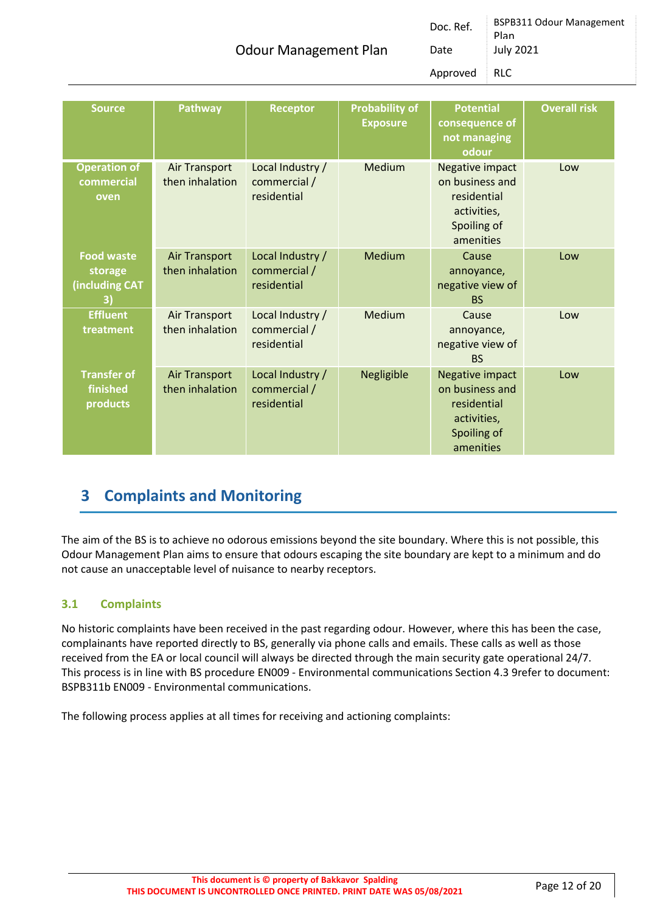| Source | Pathway | Receptor | Probability of Exposure | Potential consequence of not managing odour | Overall risk |
|---|---|---|---|---|---|
| **Operation of commercial oven** | Air Transport then inhalation | Local Industry / commercial / residential | Medium | Negative impact on business and residential activities, Spoiling of amenities | Low |
| **Food waste storage (including CAT 3)** | Air Transport then inhalation | Local Industry / commercial / residential | Medium | Cause annoyance, negative view of BS | Low |
| **Effluent treatment** | Air Transport then inhalation | Local Industry / commercial / residential | Medium | Cause annoyance, negative view of BS | Low |
| **Transfer of finished products** | Air Transport then inhalation | Local Industry / commercial / residential | Negligible | Negative impact on business and residential activities, Spoiling of amenities | Low |

# 3 Complaints and Monitoring

The aim of the BS is to achieve no odorous emissions beyond the site boundary. Where this is not possible, this Odour Management Plan aims to ensure that odours escaping the site boundary are kept to a minimum and do not cause an unacceptable level of nuisance to nearby receptors.

## 3.1 Complaints

No historic complaints have been received in the past regarding odour. However, where this has been the case, complainants have reported directly to BS, generally via phone calls and emails. These calls as well as those received from the EA or local council will always be directed through the main security gate operational 24/7. This process is in line with BS procedure EN009 - Environmental communications Section 4.3 9refer to document: BSPB311b EN009 - Environmental communications.

The following process applies at all times for receiving and actioning complaints: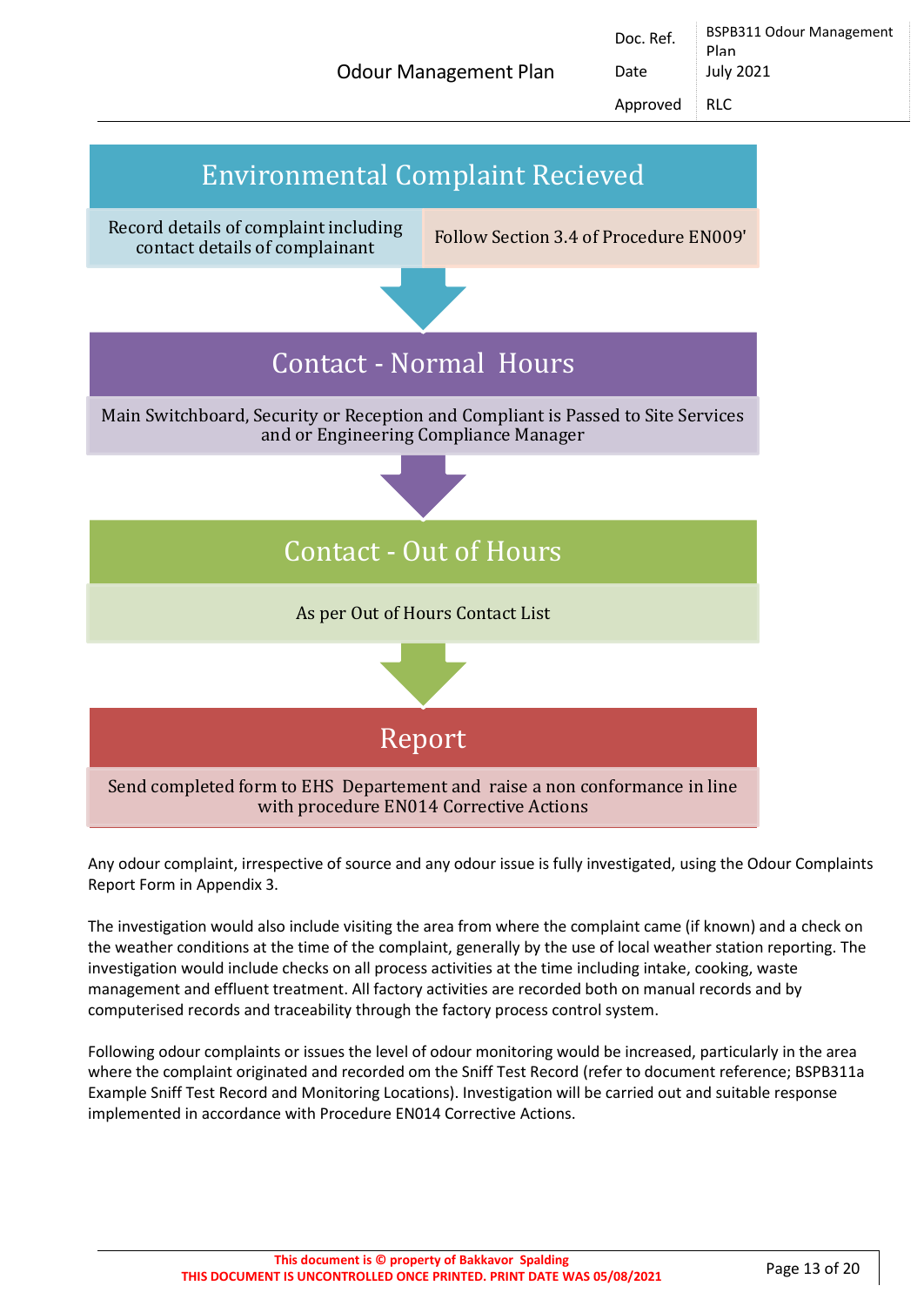**Environmental Complaint Recieved**

Record details of complaint including contact details of complainant

Follow Section 3.4 of Procedure EN009'

**Contact - Normal Hours**

Main Switchboard, Security or Reception and Compliant is Passed to Site Services and or Engineering Compliance Manager

**Contact - Out of Hours**

As per Out of Hours Contact List

**Report**

Send completed form to EHS Departement and raise a non conformance in line with procedure EN014 Corrective Actions

Any odour complaint, irrespective of source and any odour issue is fully investigated, using the Odour Complaints Report Form in Appendix 3.

The investigation would also include visiting the area from where the complaint came (if known) and a check on the weather conditions at the time of the complaint, generally by the use of local weather station reporting. The investigation would include checks on all process activities at the time including intake, cooking, waste management and effluent treatment. All factory activities are recorded both on manual records and by computerised records and traceability through the factory process control system.

Following odour complaints or issues the level of odour monitoring would be increased, particularly in the area where the complaint originated and recorded om the Sniff Test Record (refer to document reference; BSPB311a Example Sniff Test Record and Monitoring Locations). Investigation will be carried out and suitable response implemented in accordance with Procedure EN014 Corrective Actions.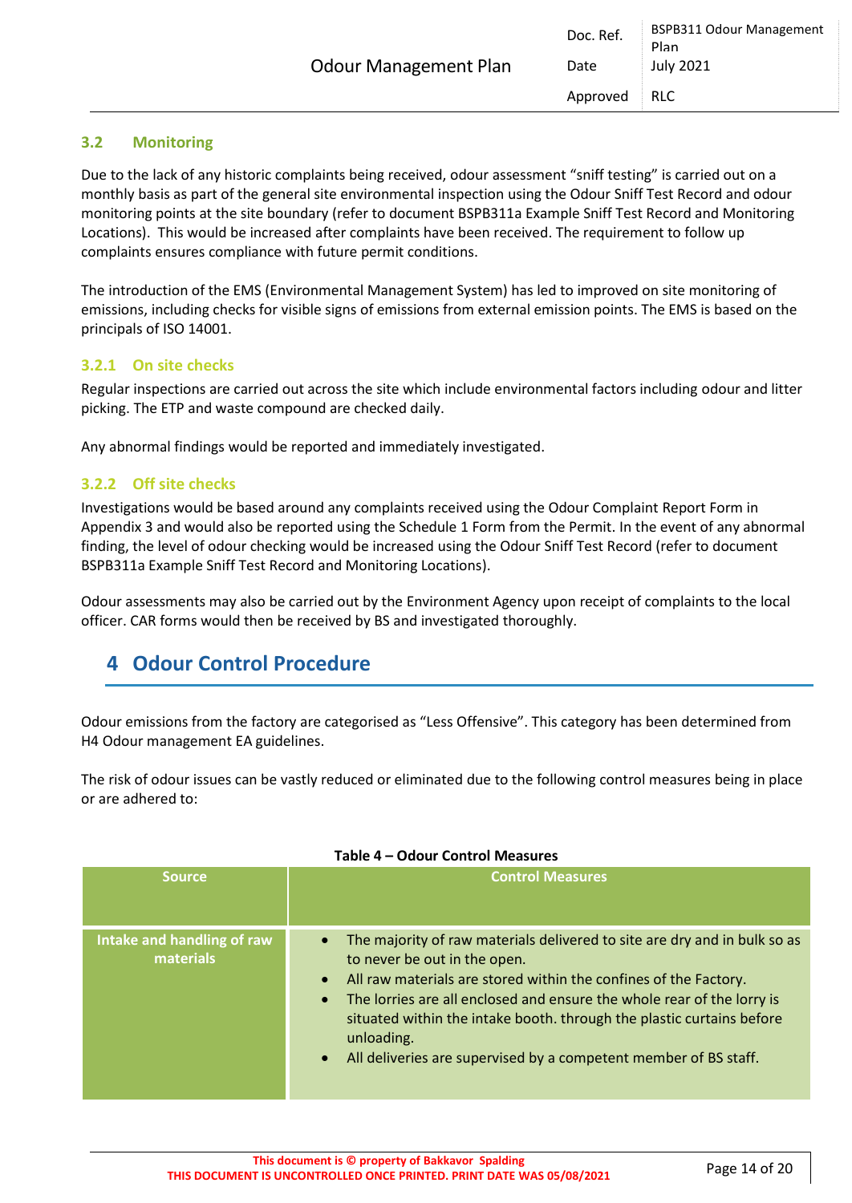### 3.2 Monitoring

Due to the lack of any historic complaints being received, odour assessment "sniff testing" is carried out on a monthly basis as part of the general site environmental inspection using the Odour Sniff Test Record and odour monitoring points at the site boundary (refer to document BSPB311a Example Sniff Test Record and Monitoring Locations). This would be increased after complaints have been received. The requirement to follow up complaints ensures compliance with future permit conditions.

The introduction of the EMS (Environmental Management System) has led to improved on site monitoring of emissions, including checks for visible signs of emissions from external emission points. The EMS is based on the principals of ISO 14001.

#### 3.2.1 On site checks

Regular inspections are carried out across the site which include environmental factors including odour and litter picking. The ETP and waste compound are checked daily.

Any abnormal findings would be reported and immediately investigated.

#### 3.2.2 Off site checks

Investigations would be based around any complaints received using the Odour Complaint Report Form in Appendix 3 and would also be reported using the Schedule 1 Form from the Permit. In the event of any abnormal finding, the level of odour checking would be increased using the Odour Sniff Test Record (refer to document BSPB311a Example Sniff Test Record and Monitoring Locations).

Odour assessments may also be carried out by the Environment Agency upon receipt of complaints to the local officer. CAR forms would then be received by BS and investigated thoroughly.

## 4 Odour Control Procedure

Odour emissions from the factory are categorised as "Less Offensive". This category has been determined from H4 Odour management EA guidelines.

The risk of odour issues can be vastly reduced or eliminated due to the following control measures being in place or are adhered to:

**Table 4 – Odour Control Measures**

| Source | Control Measures |
|---|---|
| Intake and handling of raw materials | • The majority of raw materials delivered to site are dry and in bulk so as to never be out in the open.<br>• All raw materials are stored within the confines of the Factory.<br>• The lorries are all enclosed and ensure the whole rear of the lorry is situated within the intake booth. through the plastic curtains before unloading.<br>• All deliveries are supervised by a competent member of BS staff. |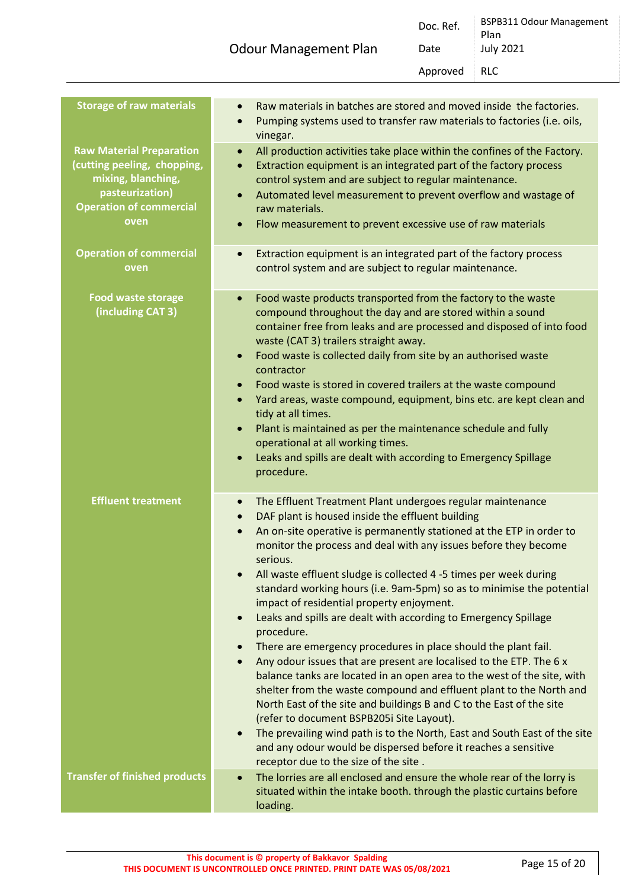| | |
|---|---|
| **Storage of raw materials** | • Raw materials in batches are stored and moved inside  the factories.<br>• Pumping systems used to transfer raw materials to factories (i.e. oils, vinegar. |
| **Raw Material Preparation (cutting peeling,  chopping, mixing, blanching, pasteurization) Operation of commercial oven** | • All production activities take place within the confines of the Factory.<br>• Extraction equipment is an integrated part of the factory process control system and are subject to regular maintenance.<br>• Automated level measurement to prevent overflow and wastage of raw materials.<br>• Flow measurement to prevent excessive use of raw materials |
| **Operation of commercial oven** | • Extraction equipment is an integrated part of the factory process control system and are subject to regular maintenance. |
| **Food waste storage (including CAT 3)** | • Food waste products transported from the factory to the waste compound throughout the day and are stored within a sound container free from leaks and are processed and disposed of into food waste (CAT 3) trailers straight away.<br>• Food waste is collected daily from site by an authorised waste contractor<br>• Food waste is stored in covered trailers at the waste compound<br>• Yard areas, waste compound, equipment, bins etc. are kept clean and tidy at all times.<br>• Plant is maintained as per the maintenance schedule and fully operational at all working times.<br>• Leaks and spills are dealt with according to Emergency Spillage procedure. |
| **Effluent treatment** | • The Effluent Treatment Plant undergoes regular maintenance<br>• DAF plant is housed inside the effluent building<br>• An on-site operative is permanently stationed at the ETP in order to monitor the process and deal with any issues before they become serious.<br>• All waste effluent sludge is collected 4 -5 times per week during standard working hours (i.e. 9am-5pm) so as to minimise the potential impact of residential property enjoyment.<br>• Leaks and spills are dealt with according to Emergency Spillage procedure.<br>• There are emergency procedures in place should the plant fail.<br>• Any odour issues that are present are localised to the ETP. The 6 x balance tanks are located in an open area to the west of the site, with shelter from the waste compound and effluent plant to the North and North East of the site and buildings B and C to the East of the site (refer to document BSPB205i Site Layout).<br>• The prevailing wind path is to the North, East and South East of the site and any odour would be dispersed before it reaches a sensitive receptor due to the size of the site . |
| **Transfer of finished products** | • The lorries are all enclosed and ensure the whole rear of the lorry is situated within the intake booth. through the plastic curtains before loading. |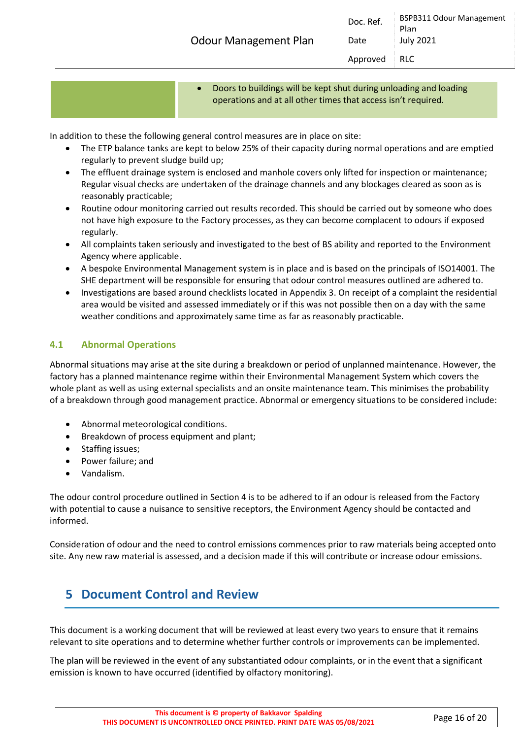| | |
|---|---|
| | • Doors to buildings will be kept shut during unloading and loading operations and at all other times that access isn't required. |

In addition to these the following general control measures are in place on site:

- The ETP balance tanks are kept to below 25% of their capacity during normal operations and are emptied regularly to prevent sludge build up;
- The effluent drainage system is enclosed and manhole covers only lifted for inspection or maintenance; Regular visual checks are undertaken of the drainage channels and any blockages cleared as soon as is reasonably practicable;
- Routine odour monitoring carried out results recorded. This should be carried out by someone who does not have high exposure to the Factory processes, as they can become complacent to odours if exposed regularly.
- All complaints taken seriously and investigated to the best of BS ability and reported to the Environment Agency where applicable.
- A bespoke Environmental Management system is in place and is based on the principals of ISO14001. The SHE department will be responsible for ensuring that odour control measures outlined are adhered to.
- Investigations are based around checklists located in Appendix 3. On receipt of a complaint the residential area would be visited and assessed immediately or if this was not possible then on a day with the same weather conditions and approximately same time as far as reasonably practicable.

### 4.1 Abnormal Operations

Abnormal situations may arise at the site during a breakdown or period of unplanned maintenance. However, the factory has a planned maintenance regime within their Environmental Management System which covers the whole plant as well as using external specialists and an onsite maintenance team. This minimises the probability of a breakdown through good management practice. Abnormal or emergency situations to be considered include:

- Abnormal meteorological conditions.
- Breakdown of process equipment and plant;
- Staffing issues;
- Power failure; and
- Vandalism.

The odour control procedure outlined in Section 4 is to be adhered to if an odour is released from the Factory with potential to cause a nuisance to sensitive receptors, the Environment Agency should be contacted and informed.

Consideration of odour and the need to control emissions commences prior to raw materials being accepted onto site. Any new raw material is assessed, and a decision made if this will contribute or increase odour emissions.

## 5 Document Control and Review

This document is a working document that will be reviewed at least every two years to ensure that it remains relevant to site operations and to determine whether further controls or improvements can be implemented.

The plan will be reviewed in the event of any substantiated odour complaints, or in the event that a significant emission is known to have occurred (identified by olfactory monitoring).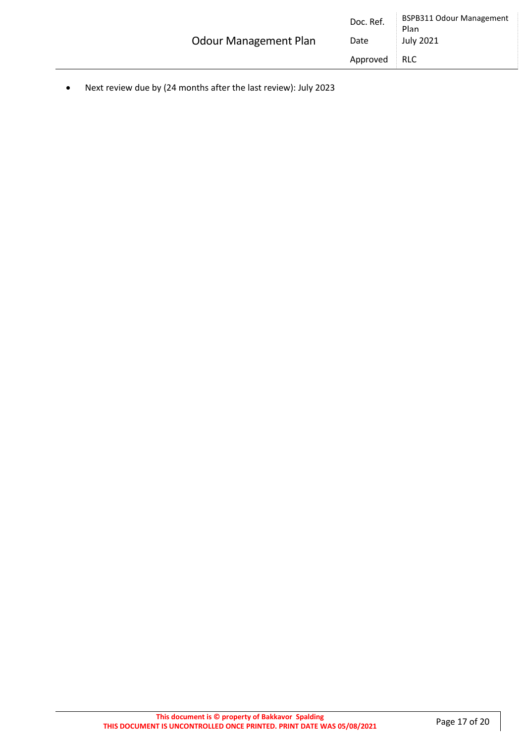- Next review due by (24 months after the last review): July 2023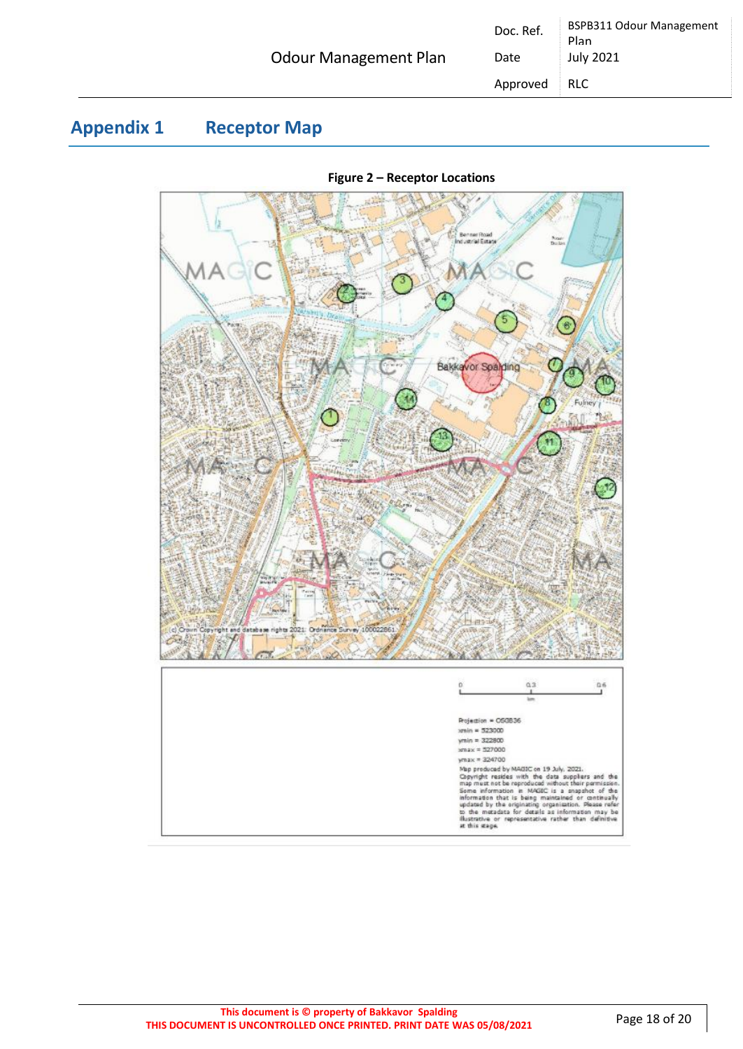## Appendix 1 Receptor Map

**Figure 2 – Receptor Locations**

0 0.3 0.6
km

Projection = OSGB36
xmin = 523000
ymin = 322800
xmax = 527000
ymax = 324700

Map produced by MAGIC on 19 July, 2021. Copyright resides with the data suppliers and the map must not be reproduced without their permission. Some information in MAGIC is a snapshot of the information that is being maintained or continually updated by the originating organisation. Please refer to the metadata for details as information may be illustrative or representative rather than definitive at this stage.

(c) Crown Copyright and database rights 2021. Ordnance Survey 100022861.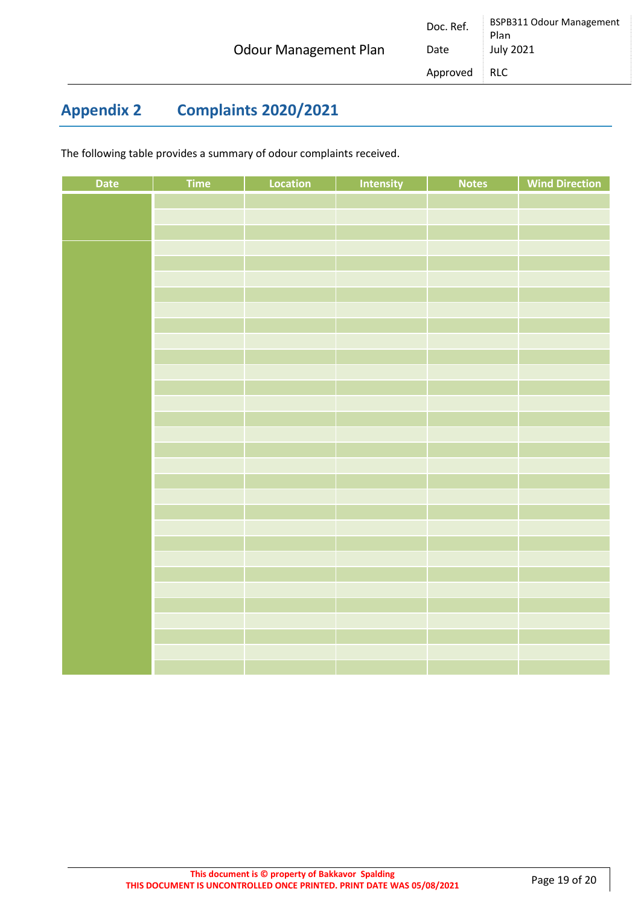## Appendix 2 Complaints 2020/2021

The following table provides a summary of odour complaints received.

| Date | Time | Location | Intensity | Notes | Wind Direction |
|---|---|---|---|---|---|
| | | | | | |
| | | | | | |
| | | | | | |
| | | | | | |
| | | | | | |
| | | | | | |
| | | | | | |
| | | | | | |
| | | | | | |
| | | | | | |
| | | | | | |
| | | | | | |
| | | | | | |
| | | | | | |
| | | | | | |
| | | | | | |
| | | | | | |
| | | | | | |
| | | | | | |
| | | | | | |
| | | | | | |
| | | | | | |
| | | | | | |
| | | | | | |
| | | | | | |
| | | | | | |
| | | | | | |
| | | | | | |
| | | | | | |
| | | | | | |
| | | | | | |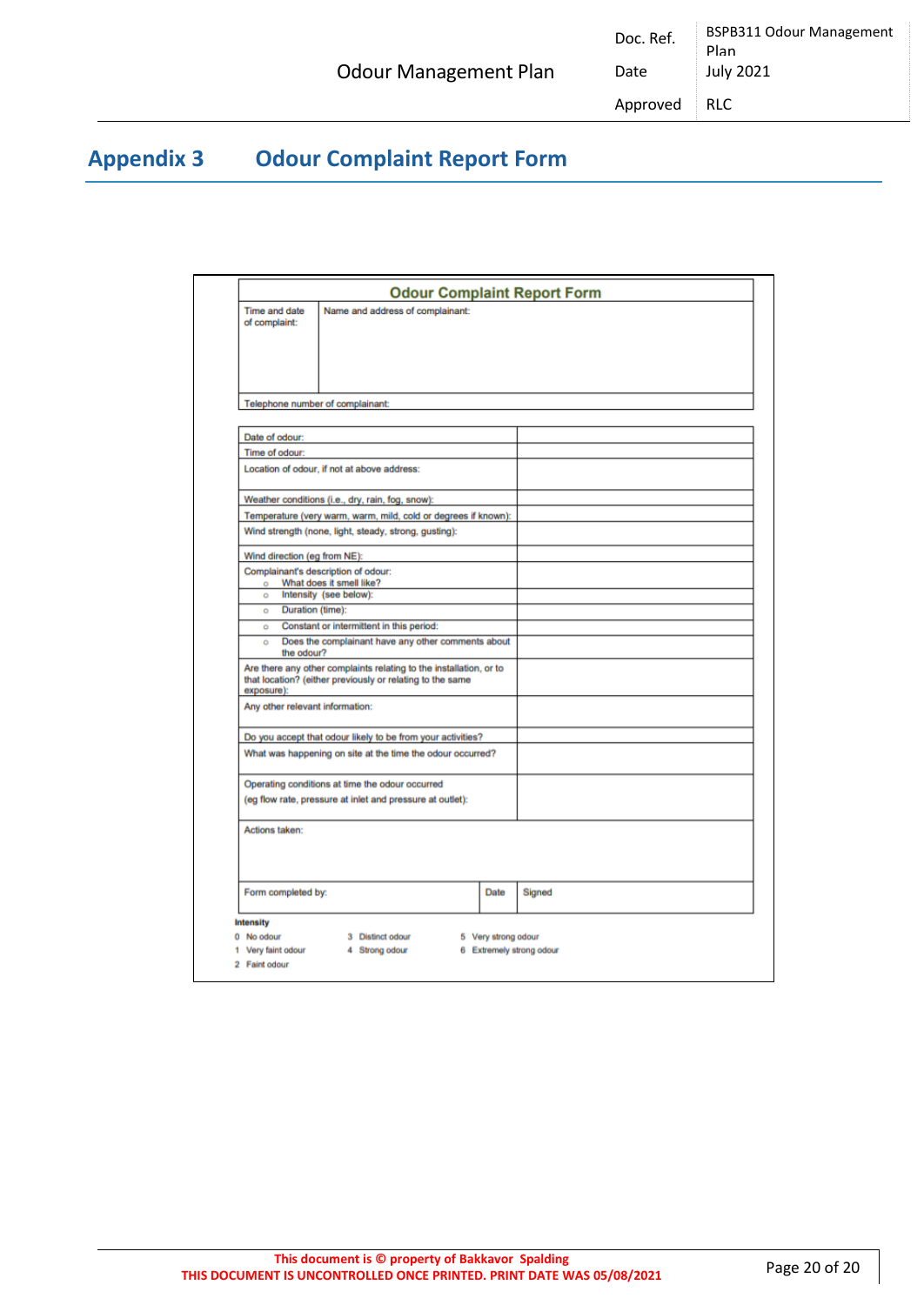## Appendix 3 Odour Complaint Report Form

| Odour Complaint Report Form | |
|---|---|
| Time and date of complaint: | Name and address of complainant: |
| Telephone number of complainant: | |

| | |
|---|---|
| Date of odour: | |
| Time of odour: | |
| Location of odour, if not at above address: | |
| Weather conditions (i.e., dry, rain, fog, snow): | |
| Temperature (very warm, warm, mild, cold or degrees if known): | |
| Wind strength (none, light, steady, strong, gusting): | |
| Wind direction (eg from NE): | |
| Complainant's description of odour:<br>○ What does it smell like? | |
| ○ Intensity (see below): | |
| ○ Duration (time): | |
| ○ Constant or intermittent in this period: | |
| ○ Does the complainant have any other comments about the odour? | |
| Are there any other complaints relating to the installation, or to that location? (either previously or relating to the same exposure): | |
| Any other relevant information: | |
| Do you accept that odour likely to be from your activities? | |
| What was happening on site at the time the odour occurred? | |
| Operating conditions at time the odour occurred<br>(eg flow rate, pressure at inlet and pressure at outlet): | |
| Actions taken: | |

| Form completed by: | Date | Signed |
|---|---|---|

**Intensity**

0 No odour
1 Very faint odour
2 Faint odour
3 Distinct odour
4 Strong odour
5 Very strong odour
6 Extremely strong odour

This document is © property of Bakkavor Spalding
THIS DOCUMENT IS UNCONTROLLED ONCE PRINTED. PRINT DATE WAS 05/08/2021